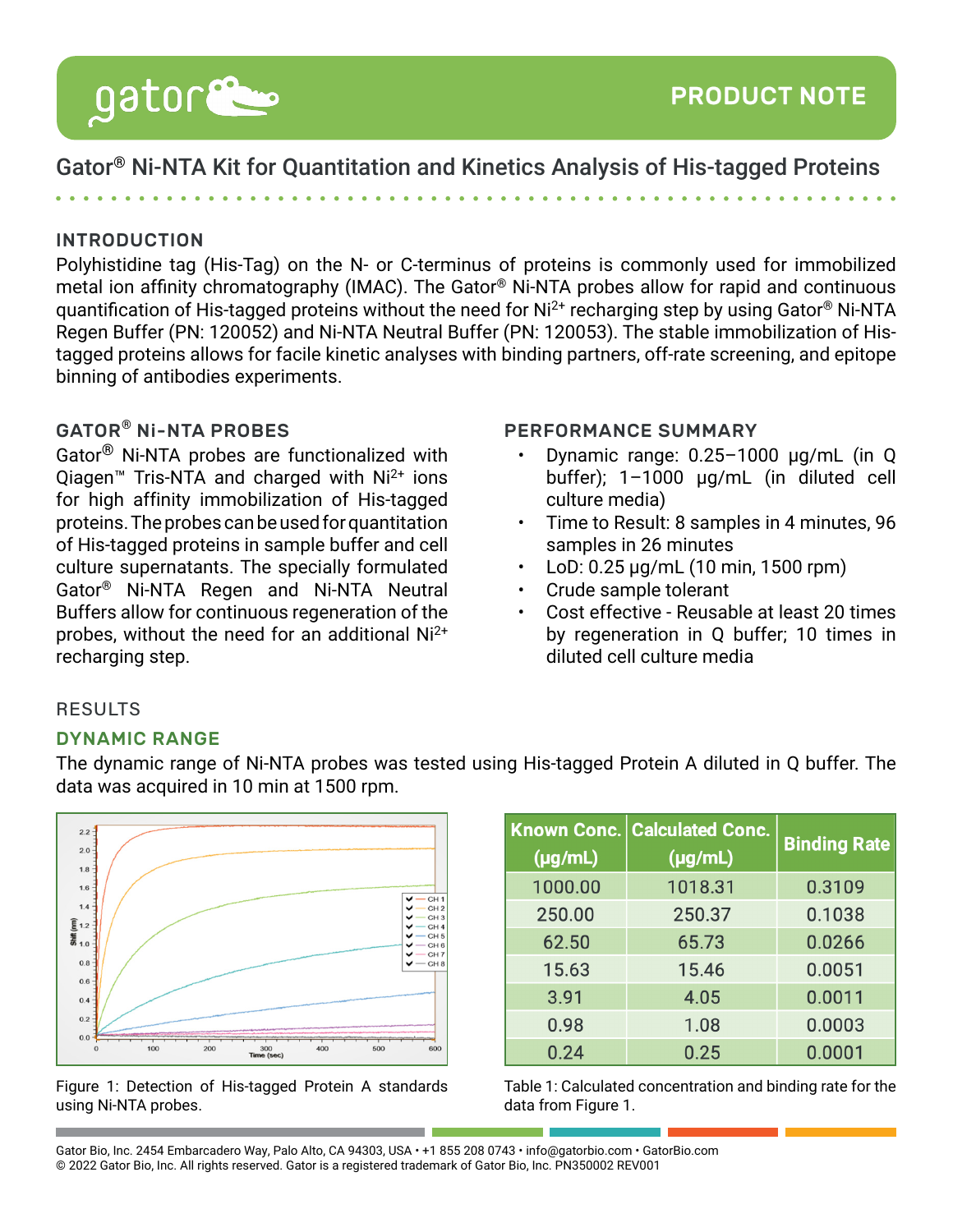PRODUCT NOTE

# Gator® Ni-NTA Kit for Quantitation and Kinetics Analysis of His-tagged Proteins

## INTRODUCTION

Polyhistidine tag (His-Tag) on the N- or C-terminus of proteins is commonly used for immobilized metal ion affinity chromatography (IMAC). The Gator® Ni-NTA probes allow for rapid and continuous quantification of His-tagged proteins without the need for $Ni^{2+}$ recharging step by using Gator® Ni-NTA Regen Buffer (PN: 120052) and Ni-NTA Neutral Buffer (PN: 120053). The stable immobilization of His-tagged proteins allows for facile kinetic analyses with binding partners, off-rate screening, and epitope binning of antibodies experiments.

## GATOR® Ni-NTA PROBES

Gator® Ni-NTA probes are functionalized with Qiagen™ Tris-NTA and charged with $Ni^{2+}$ ions for high affinity immobilization of His-tagged proteins. The probes can be used for quantitation of His-tagged proteins in sample buffer and cell culture supernatants. The specially formulated Gator® Ni-NTA Regen and Ni-NTA Neutral Buffers allow for continuous regeneration of the probes, without the need for an additional $Ni^{2+}$ recharging step.

## PERFORMANCE SUMMARY

- Dynamic range: 0.25–1000 µg/mL (in Q buffer); 1–1000 µg/mL (in diluted cell culture media)
- Time to Result: 8 samples in 4 minutes, 96 samples in 26 minutes
- LoD: 0.25 µg/mL (10 min, 1500 rpm)
- Crude sample tolerant
- Cost effective - Reusable at least 20 times by regeneration in Q buffer; 10 times in diluted cell culture media

## RESULTS

### DYNAMIC RANGE

The dynamic range of Ni-NTA probes was tested using His-tagged Protein A diluted in Q buffer. The data was acquired in 10 min at 1500 rpm.

Figure 1: Detection of His-tagged Protein A standards using Ni-NTA probes.

| Known Conc. (µg/mL) | Calculated Conc. (µg/mL) | Binding Rate |
|---|---|---|
| 1000.00 | 1018.31 | 0.3109 |
| 250.00 | 250.37 | 0.1038 |
| 62.50 | 65.73 | 0.0266 |
| 15.63 | 15.46 | 0.0051 |
| 3.91 | 4.05 | 0.0011 |
| 0.98 | 1.08 | 0.0003 |
| 0.24 | 0.25 | 0.0001 |

Table 1: Calculated concentration and binding rate for the data from Figure 1.

Gator Bio, Inc. 2454 Embarcadero Way, Palo Alto, CA 94303, USA • +1 855 208 0743 • info@gatorbio.com • GatorBio.com
© 2022 Gator Bio, Inc. All rights reserved. Gator is a registered trademark of Gator Bio, Inc. PN350002 REV001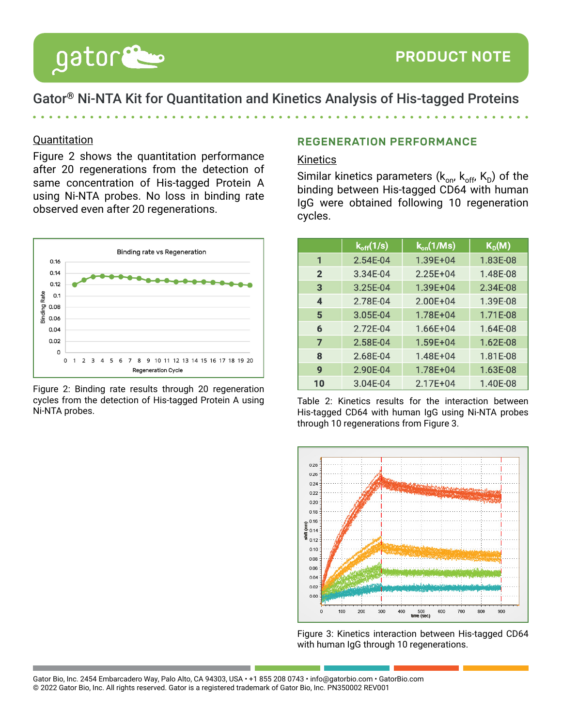## Quantitation

Figure 2 shows the quantitation performance after 20 regenerations from the detection of same concentration of His-tagged Protein A using Ni-NTA probes. No loss in binding rate observed even after 20 regenerations.

Figure 2: Binding rate results through 20 regeneration cycles from the detection of His-tagged Protein A using Ni-NTA probes.

## REGENERATION PERFORMANCE

### Kinetics

Similar kinetics parameters ($k_{on}$, $k_{off}$, $K_D$) of the binding between His-tagged CD64 with human IgG were obtained following 10 regeneration cycles.

| | $k_{off}$(1/s) | $k_{on}$(1/Ms) | $K_D$(M) |
|---|---|---|---|
| 1 | 2.54E-04 | 1.39E+04 | 1.83E-08 |
| 2 | 3.34E-04 | 2.25E+04 | 1.48E-08 |
| 3 | 3.25E-04 | 1.39E+04 | 2.34E-08 |
| 4 | 2.78E-04 | 2.00E+04 | 1.39E-08 |
| 5 | 3.05E-04 | 1.78E+04 | 1.71E-08 |
| 6 | 2.72E-04 | 1.66E+04 | 1.64E-08 |
| 7 | 2.58E-04 | 1.59E+04 | 1.62E-08 |
| 8 | 2.68E-04 | 1.48E+04 | 1.81E-08 |
| 9 | 2.90E-04 | 1.78E+04 | 1.63E-08 |
| 10 | 3.04E-04 | 2.17E+04 | 1.40E-08 |

Table 2: Kinetics results for the interaction between His-tagged CD64 with human IgG using Ni-NTA probes through 10 regenerations from Figure 3.

Figure 3: Kinetics interaction between His-tagged CD64 with human IgG through 10 regenerations.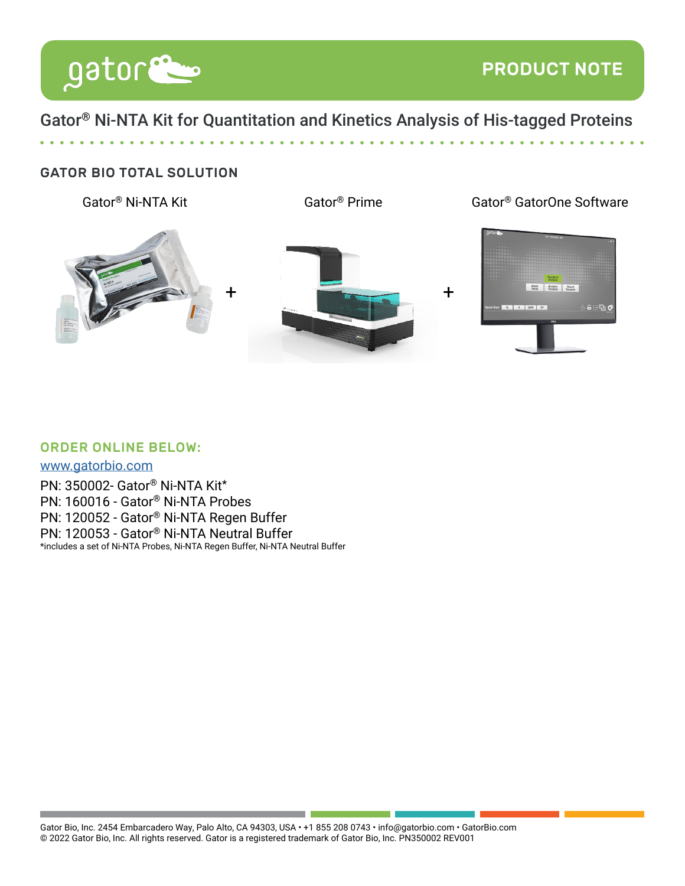Gator® Ni-NTA Kit for Quantitation and Kinetics Analysis of His-tagged Proteins

## GATOR BIO TOTAL SOLUTION

Gator® Ni-NTA Kit + Gator® Prime + Gator® GatorOne Software

## ORDER ONLINE BELOW:

www.gatorbio.com

PN: 350002- Gator® Ni-NTA Kit*
PN: 160016 - Gator® Ni-NTA Probes
PN: 120052 - Gator® Ni-NTA Regen Buffer
PN: 120053 - Gator® Ni-NTA Neutral Buffer
*includes a set of Ni-NTA Probes, Ni-NTA Regen Buffer, Ni-NTA Neutral Buffer

Gator Bio, Inc. 2454 Embarcadero Way, Palo Alto, CA 94303, USA • +1 855 208 0743 • info@gatorbio.com • GatorBio.com
© 2022 Gator Bio, Inc. All rights reserved. Gator is a registered trademark of Gator Bio, Inc. PN350002 REV001